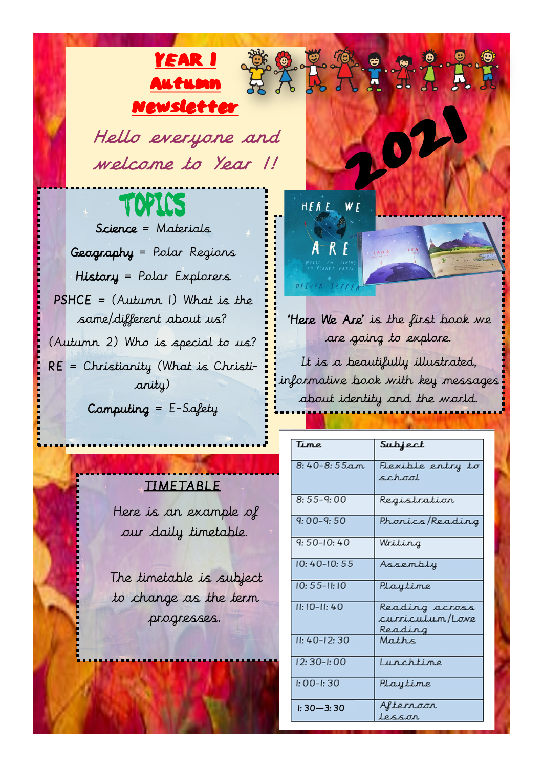# YEAR 1 Autumn Newsletter

**2021**

*Hello everyone and welcome to Year 1!*

## TOPICS

**Science** = Materials

**Geography** = Polar Regions

**History** = Polar Explorers

**PSHCE** = (Autumn 1) What is the same/different about us?

(Autumn 2) Who is special to us?

**RE** = Christianity (What is Christianity)

**Computing** = E-Safety

**'Here We Are'** is the first book we are going to explore.

It is a beautifully illustrated, informative book with key messages about identity and the world.

## TIMETABLE

Here is an example of our daily timetable.

The timetable is subject to change as the term progresses.

| Time | Subject |
|---|---|
| 8:40-8:55am | Flexible entry to school |
| 8:55-9:00 | Registration |
| 9:00-9:50 | Phonics/Reading |
| 9:50-10:40 | Writing |
| 10:40-10:55 | Assembly |
| 10:55-11:10 | Playtime |
| 11:10-11:40 | Reading across curriculum/Love Reading |
| 11:40-12:30 | Maths |
| 12:30-1:00 | Lunchtime |
| 1:00-1:30 | Playtime |
| 1:30—3:30 | Afternoon lesson |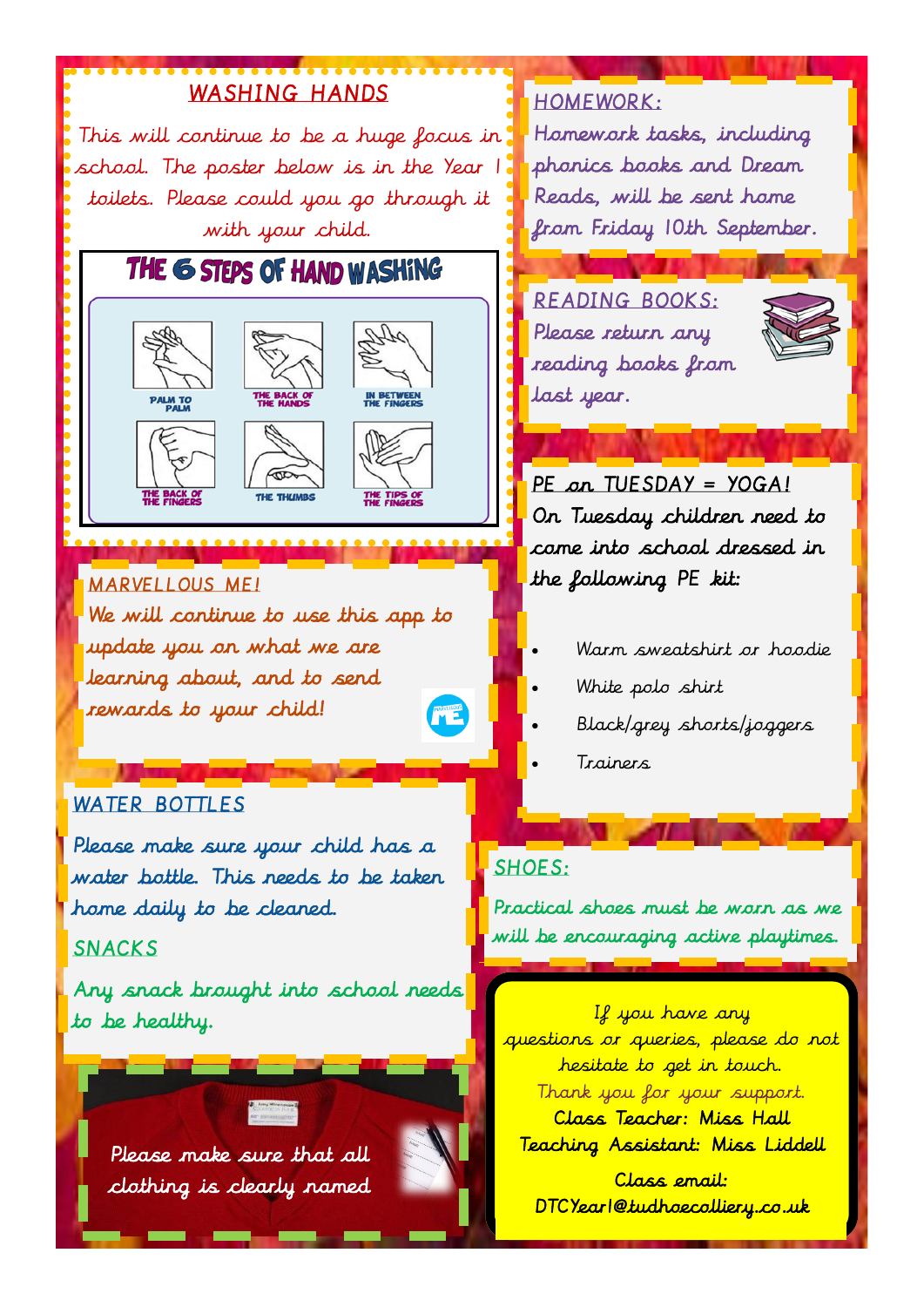## WASHING HANDS

This will continue to be a huge focus in school. The poster below is in the Year 1 toilets. Please could you go through it with your child.

THE 6 STEPS OF HAND WASHING

PALM TO PALM

THE BACK OF THE HANDS

IN BETWEEN THE FINGERS

THE BACK OF THE FINGERS

THE THUMBS

THE TIPS OF THE FINGERS

## MARVELLOUS ME!

We will continue to use this app to update you on what we are learning about, and to send rewards to your child!

## WATER BOTTLES

Please make sure your child has a water bottle. This needs to be taken home daily to be cleaned.

## SNACKS

Any snack brought into school needs to be healthy.

Please make sure that all clothing is clearly named

## HOMEWORK:

Homework tasks, including phonics books and Dream Reads, will be sent home from Friday 10th September.

## READING BOOKS:

Please return any reading books from last year.

## PE on TUESDAY = YOGA!

On Tuesday children need to come into school dressed in the following PE kit:

- Warm sweatshirt or hoodie
- White polo shirt
- Black/grey shorts/joggers
- Trainers

## SHOES:

Practical shoes must be worn as we will be encouraging active playtimes.

If you have any questions or queries, please do not hesitate to get in touch.

Thank you for your support.

Class Teacher: Miss Hall

Teaching Assistant: Miss Liddell

Class email:

DTCYear1@tudhoecolliery.co.uk